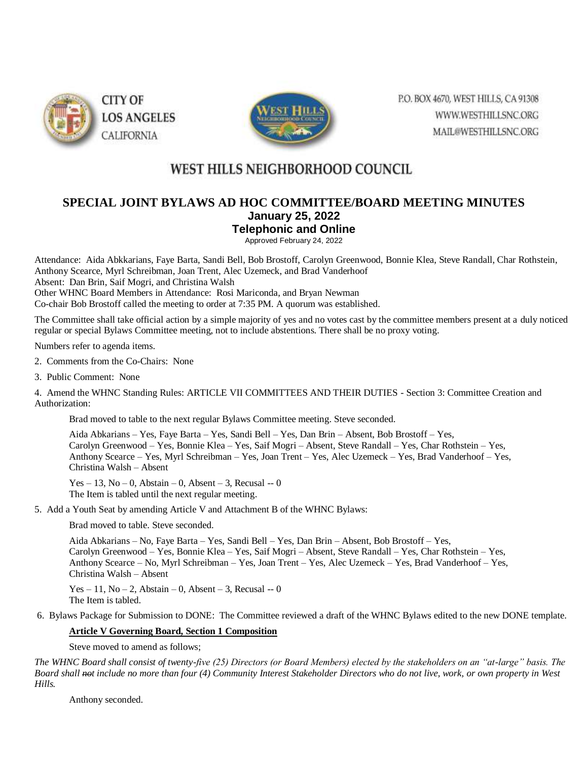CITY OF LOS ANGELES CALIFORNIA

P.O. BOX 4670, WEST HILLS, CA 91308
WWW.WESTHILLSNC.ORG
MAIL@WESTHILLSNC.ORG

# WEST HILLS NEIGHBORHOOD COUNCIL

## SPECIAL JOINT BYLAWS AD HOC COMMITTEE/BOARD MEETING MINUTES

**January 25, 2022**

**Telephonic and Online**

Approved February 24, 2022

Attendance: Aida Abkkarians, Faye Barta, Sandi Bell, Bob Brostoff, Carolyn Greenwood, Bonnie Klea, Steve Randall, Char Rothstein, Anthony Scearce, Myrl Schreibman, Joan Trent, Alec Uzemeck, and Brad Vanderhoof
Absent: Dan Brin, Saif Mogri, and Christina Walsh
Other WHNC Board Members in Attendance: Rosi Mariconda, and Bryan Newman
Co-chair Bob Brostoff called the meeting to order at 7:35 PM. A quorum was established.

The Committee shall take official action by a simple majority of yes and no votes cast by the committee members present at a duly noticed regular or special Bylaws Committee meeting, not to include abstentions. There shall be no proxy voting.

Numbers refer to agenda items.

2. Comments from the Co-Chairs: None

3. Public Comment: None

4. Amend the WHNC Standing Rules: ARTICLE VII COMMITTEES AND THEIR DUTIES - Section 3: Committee Creation and Authorization:

   Brad moved to table to the next regular Bylaws Committee meeting. Steve seconded.

   Aida Abkarians – Yes, Faye Barta – Yes, Sandi Bell – Yes, Dan Brin – Absent, Bob Brostoff – Yes, Carolyn Greenwood – Yes, Bonnie Klea – Yes, Saif Mogri – Absent, Steve Randall – Yes, Char Rothstein – Yes, Anthony Scearce – Yes, Myrl Schreibman – Yes, Joan Trent – Yes, Alec Uzemeck – Yes, Brad Vanderhoof – Yes, Christina Walsh – Absent

   Yes – 13, No – 0, Abstain – 0, Absent – 3, Recusal -- 0
   The Item is tabled until the next regular meeting.

5. Add a Youth Seat by amending Article V and Attachment B of the WHNC Bylaws:

   Brad moved to table. Steve seconded.

   Aida Abkarians – No, Faye Barta – Yes, Sandi Bell – Yes, Dan Brin – Absent, Bob Brostoff – Yes, Carolyn Greenwood – Yes, Bonnie Klea – Yes, Saif Mogri – Absent, Steve Randall – Yes, Char Rothstein – Yes, Anthony Scearce – No, Myrl Schreibman – Yes, Joan Trent – Yes, Alec Uzemeck – Yes, Brad Vanderhoof – Yes, Christina Walsh – Absent

   Yes – 11, No – 2, Abstain – 0, Absent – 3, Recusal -- 0
   The Item is tabled.

6. Bylaws Package for Submission to DONE: The Committee reviewed a draft of the WHNC Bylaws edited to the new DONE template.

   **Article V Governing Board, Section 1 Composition**

   Steve moved to amend as follows;

*The WHNC Board shall consist of twenty-five (25) Directors (or Board Members) elected by the stakeholders on an "at-large" basis. The Board shall ~~not~~ include no more than four (4) Community Interest Stakeholder Directors who do not live, work, or own property in West Hills.*

   Anthony seconded.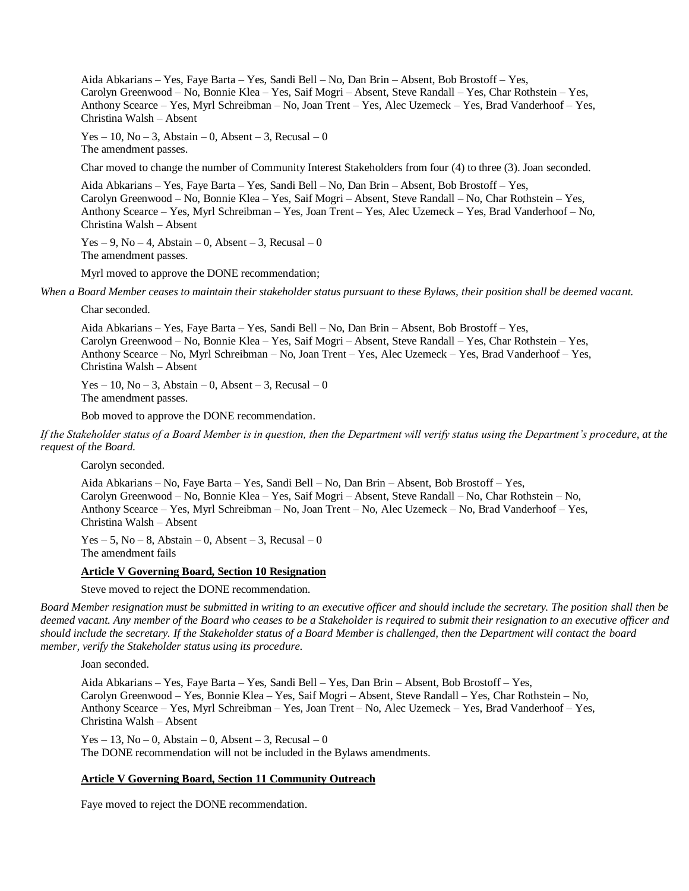Aida Abkarians – Yes, Faye Barta – Yes, Sandi Bell – No, Dan Brin – Absent, Bob Brostoff – Yes, Carolyn Greenwood – No, Bonnie Klea – Yes, Saif Mogri – Absent, Steve Randall – Yes, Char Rothstein – Yes, Anthony Scearce – Yes, Myrl Schreibman – No, Joan Trent – Yes, Alec Uzemeck – Yes, Brad Vanderhoof – Yes, Christina Walsh – Absent

Yes – 10, No – 3, Abstain – 0, Absent – 3, Recusal – 0
The amendment passes.

Char moved to change the number of Community Interest Stakeholders from four (4) to three (3). Joan seconded.

Aida Abkarians – Yes, Faye Barta – Yes, Sandi Bell – No, Dan Brin – Absent, Bob Brostoff – Yes, Carolyn Greenwood – No, Bonnie Klea – Yes, Saif Mogri – Absent, Steve Randall – No, Char Rothstein – Yes, Anthony Scearce – Yes, Myrl Schreibman – Yes, Joan Trent – Yes, Alec Uzemeck – Yes, Brad Vanderhoof – No, Christina Walsh – Absent

Yes – 9, No – 4, Abstain – 0, Absent – 3, Recusal – 0
The amendment passes.

Myrl moved to approve the DONE recommendation;

*When a Board Member ceases to maintain their stakeholder status pursuant to these Bylaws, their position shall be deemed vacant.*

Char seconded.

Aida Abkarians – Yes, Faye Barta – Yes, Sandi Bell – No, Dan Brin – Absent, Bob Brostoff – Yes, Carolyn Greenwood – No, Bonnie Klea – Yes, Saif Mogri – Absent, Steve Randall – Yes, Char Rothstein – Yes, Anthony Scearce – No, Myrl Schreibman – No, Joan Trent – Yes, Alec Uzemeck – Yes, Brad Vanderhoof – Yes, Christina Walsh – Absent

Yes – 10, No – 3, Abstain – 0, Absent – 3, Recusal – 0
The amendment passes.

Bob moved to approve the DONE recommendation.

*If the Stakeholder status of a Board Member is in question, then the Department will verify status using the Department's procedure, at the request of the Board.*

Carolyn seconded.

Aida Abkarians – No, Faye Barta – Yes, Sandi Bell – No, Dan Brin – Absent, Bob Brostoff – Yes, Carolyn Greenwood – No, Bonnie Klea – Yes, Saif Mogri – Absent, Steve Randall – No, Char Rothstein – No, Anthony Scearce – Yes, Myrl Schreibman – No, Joan Trent – No, Alec Uzemeck – No, Brad Vanderhoof – Yes, Christina Walsh – Absent

Yes – 5, No – 8, Abstain – 0, Absent – 3, Recusal – 0
The amendment fails

**Article V Governing Board, Section 10 Resignation**

Steve moved to reject the DONE recommendation.

*Board Member resignation must be submitted in writing to an executive officer and should include the secretary. The position shall then be deemed vacant. Any member of the Board who ceases to be a Stakeholder is required to submit their resignation to an executive officer and should include the secretary. If the Stakeholder status of a Board Member is challenged, then the Department will contact the board member, verify the Stakeholder status using its procedure.*

Joan seconded.

Aida Abkarians – Yes, Faye Barta – Yes, Sandi Bell – Yes, Dan Brin – Absent, Bob Brostoff – Yes, Carolyn Greenwood – Yes, Bonnie Klea – Yes, Saif Mogri – Absent, Steve Randall – Yes, Char Rothstein – No, Anthony Scearce – Yes, Myrl Schreibman – Yes, Joan Trent – No, Alec Uzemeck – Yes, Brad Vanderhoof – Yes, Christina Walsh – Absent

Yes – 13, No – 0, Abstain – 0, Absent – 3, Recusal – 0
The DONE recommendation will not be included in the Bylaws amendments.

**Article V Governing Board, Section 11 Community Outreach**

Faye moved to reject the DONE recommendation.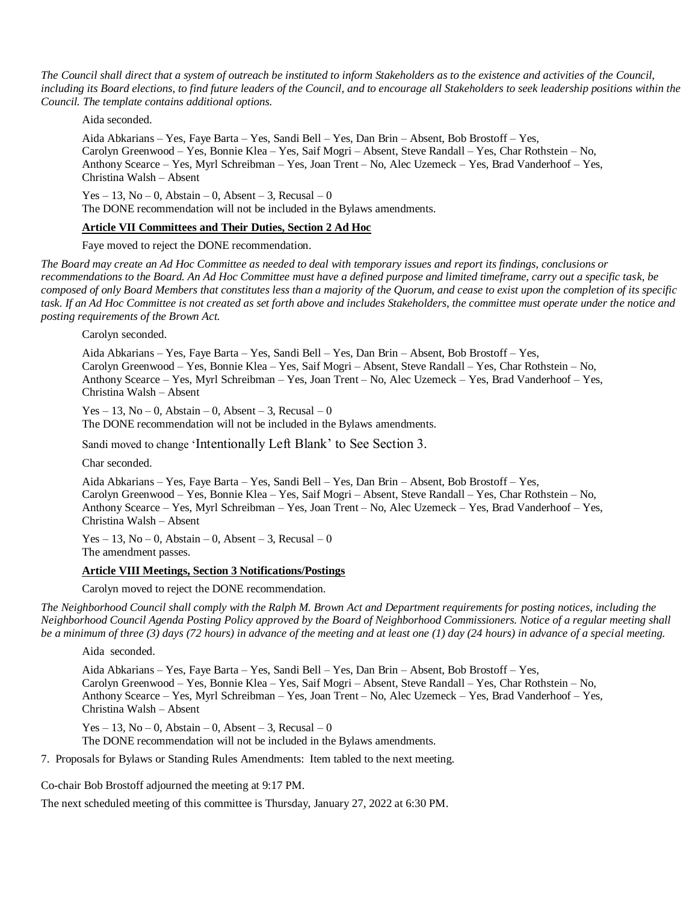*The Council shall direct that a system of outreach be instituted to inform Stakeholders as to the existence and activities of the Council, including its Board elections, to find future leaders of the Council, and to encourage all Stakeholders to seek leadership positions within the Council. The template contains additional options.*

Aida seconded.

Aida Abkarians – Yes, Faye Barta – Yes, Sandi Bell – Yes, Dan Brin – Absent, Bob Brostoff – Yes, Carolyn Greenwood – Yes, Bonnie Klea – Yes, Saif Mogri – Absent, Steve Randall – Yes, Char Rothstein – No, Anthony Scearce – Yes, Myrl Schreibman – Yes, Joan Trent – No, Alec Uzemeck – Yes, Brad Vanderhoof – Yes, Christina Walsh – Absent

Yes – 13, No – 0, Abstain – 0, Absent – 3, Recusal – 0
The DONE recommendation will not be included in the Bylaws amendments.

**Article VII Committees and Their Duties, Section 2 Ad Hoc**

Faye moved to reject the DONE recommendation.

*The Board may create an Ad Hoc Committee as needed to deal with temporary issues and report its findings, conclusions or recommendations to the Board. An Ad Hoc Committee must have a defined purpose and limited timeframe, carry out a specific task, be composed of only Board Members that constitutes less than a majority of the Quorum, and cease to exist upon the completion of its specific task. If an Ad Hoc Committee is not created as set forth above and includes Stakeholders, the committee must operate under the notice and posting requirements of the Brown Act.*

Carolyn seconded.

Aida Abkarians – Yes, Faye Barta – Yes, Sandi Bell – Yes, Dan Brin – Absent, Bob Brostoff – Yes, Carolyn Greenwood – Yes, Bonnie Klea – Yes, Saif Mogri – Absent, Steve Randall – Yes, Char Rothstein – No, Anthony Scearce – Yes, Myrl Schreibman – Yes, Joan Trent – No, Alec Uzemeck – Yes, Brad Vanderhoof – Yes, Christina Walsh – Absent

Yes – 13, No – 0, Abstain – 0, Absent – 3, Recusal – 0
The DONE recommendation will not be included in the Bylaws amendments.

Sandi moved to change 'Intentionally Left Blank' to See Section 3.

Char seconded.

Aida Abkarians – Yes, Faye Barta – Yes, Sandi Bell – Yes, Dan Brin – Absent, Bob Brostoff – Yes, Carolyn Greenwood – Yes, Bonnie Klea – Yes, Saif Mogri – Absent, Steve Randall – Yes, Char Rothstein – No, Anthony Scearce – Yes, Myrl Schreibman – Yes, Joan Trent – No, Alec Uzemeck – Yes, Brad Vanderhoof – Yes, Christina Walsh – Absent

Yes – 13, No – 0, Abstain – 0, Absent – 3, Recusal – 0
The amendment passes.

**Article VIII Meetings, Section 3 Notifications/Postings**

Carolyn moved to reject the DONE recommendation.

*The Neighborhood Council shall comply with the Ralph M. Brown Act and Department requirements for posting notices, including the Neighborhood Council Agenda Posting Policy approved by the Board of Neighborhood Commissioners. Notice of a regular meeting shall be a minimum of three (3) days (72 hours) in advance of the meeting and at least one (1) day (24 hours) in advance of a special meeting.*

Aida seconded.

Aida Abkarians – Yes, Faye Barta – Yes, Sandi Bell – Yes, Dan Brin – Absent, Bob Brostoff – Yes, Carolyn Greenwood – Yes, Bonnie Klea – Yes, Saif Mogri – Absent, Steve Randall – Yes, Char Rothstein – No, Anthony Scearce – Yes, Myrl Schreibman – Yes, Joan Trent – No, Alec Uzemeck – Yes, Brad Vanderhoof – Yes, Christina Walsh – Absent

Yes – 13, No – 0, Abstain – 0, Absent – 3, Recusal – 0
The DONE recommendation will not be included in the Bylaws amendments.

7. Proposals for Bylaws or Standing Rules Amendments: Item tabled to the next meeting.

Co-chair Bob Brostoff adjourned the meeting at 9:17 PM.

The next scheduled meeting of this committee is Thursday, January 27, 2022 at 6:30 PM.